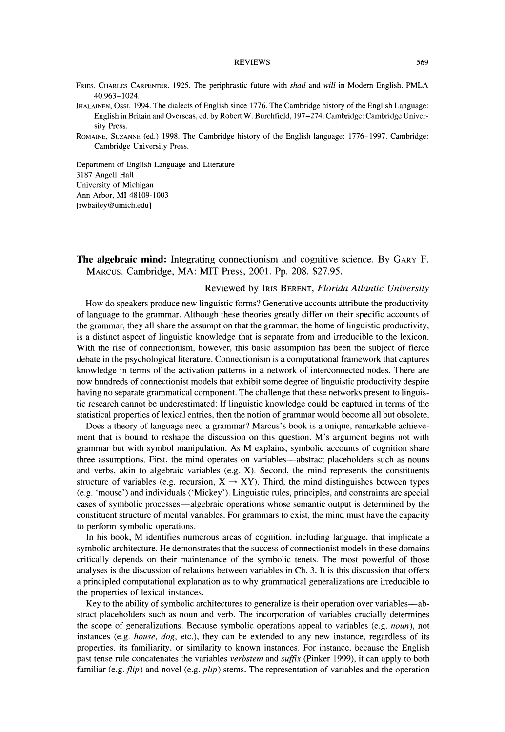FRIES, CHARLES CARPENTER. 1925. The periphrastic future with *shall* and *will* in Modern English. PMLA 40.963–1024.

IHALAINEN, OSSI. 1994. The dialects of English since 1776. The Cambridge history of the English Language: English in Britain and Overseas, ed. by Robert W. Burchfield, 197–274. Cambridge: Cambridge University Press.

ROMAINE, SUZANNE (ed.) 1998. The Cambridge history of the English language: 1776–1997. Cambridge: Cambridge University Press.

Department of English Language and Literature
3187 Angell Hall
University of Michigan
Ann Arbor, MI 48109-1003
[rwbailey@umich.edu]

**The algebraic mind:** Integrating connectionism and cognitive science. By GARY F. MARCUS. Cambridge, MA: MIT Press, 2001. Pp. 208. $27.95.

Reviewed by IRIS BERENT, *Florida Atlantic University*

How do speakers produce new linguistic forms? Generative accounts attribute the productivity of language to the grammar. Although these theories greatly differ on their specific accounts of the grammar, they all share the assumption that the grammar, the home of linguistic productivity, is a distinct aspect of linguistic knowledge that is separate from and irreducible to the lexicon. With the rise of connectionism, however, this basic assumption has been the subject of fierce debate in the psychological literature. Connectionism is a computational framework that captures knowledge in terms of the activation patterns in a network of interconnected nodes. There are now hundreds of connectionist models that exhibit some degree of linguistic productivity despite having no separate grammatical component. The challenge that these networks present to linguistic research cannot be underestimated: If linguistic knowledge could be captured in terms of the statistical properties of lexical entries, then the notion of grammar would become all but obsolete.

Does a theory of language need a grammar? Marcus's book is a unique, remarkable achievement that is bound to reshape the discussion on this question. M's argument begins not with grammar but with symbol manipulation. As M explains, symbolic accounts of cognition share three assumptions. First, the mind operates on variables—abstract placeholders such as nouns and verbs, akin to algebraic variables (e.g. X). Second, the mind represents the constituents structure of variables (e.g. recursion, X → XY). Third, the mind distinguishes between types (e.g. 'mouse') and individuals ('Mickey'). Linguistic rules, principles, and constraints are special cases of symbolic processes—algebraic operations whose semantic output is determined by the constituent structure of mental variables. For grammars to exist, the mind must have the capacity to perform symbolic operations.

In his book, M identifies numerous areas of cognition, including language, that implicate a symbolic architecture. He demonstrates that the success of connectionist models in these domains critically depends on their maintenance of the symbolic tenets. The most powerful of those analyses is the discussion of relations between variables in Ch. 3. It is this discussion that offers a principled computational explanation as to why grammatical generalizations are irreducible to the properties of lexical instances.

Key to the ability of symbolic architectures to generalize is their operation over variables—abstract placeholders such as noun and verb. The incorporation of variables crucially determines the scope of generalizations. Because symbolic operations appeal to variables (e.g. *noun*), not instances (e.g. *house*, *dog*, etc.), they can be extended to any new instance, regardless of its properties, its familiarity, or similarity to known instances. For instance, because the English past tense rule concatenates the variables *verbstem* and *suffix* (Pinker 1999), it can apply to both familiar (e.g. *flip*) and novel (e.g. *plip*) stems. The representation of variables and the operation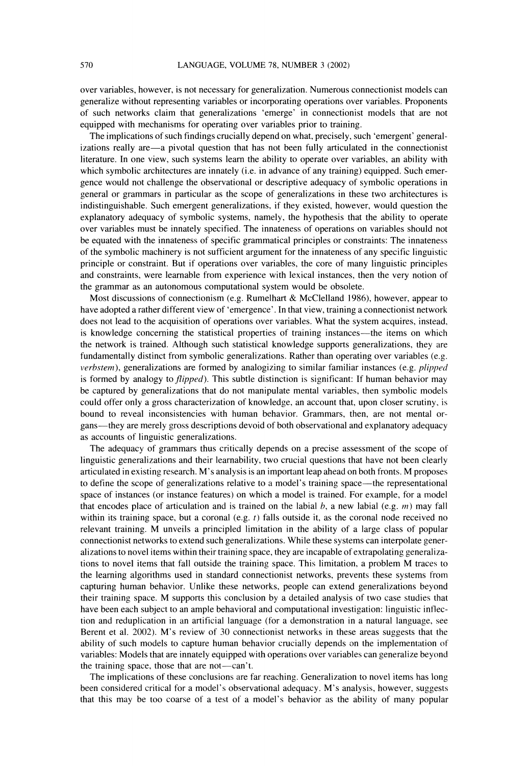over variables, however, is not necessary for generalization. Numerous connectionist models can generalize without representing variables or incorporating operations over variables. Proponents of such networks claim that generalizations 'emerge' in connectionist models that are not equipped with mechanisms for operating over variables prior to training.

The implications of such findings crucially depend on what, precisely, such 'emergent' generalizations really are—a pivotal question that has not been fully articulated in the connectionist literature. In one view, such systems learn the ability to operate over variables, an ability with which symbolic architectures are innately (i.e. in advance of any training) equipped. Such emergence would not challenge the observational or descriptive adequacy of symbolic operations in general or grammars in particular as the scope of generalizations in these two architectures is indistinguishable. Such emergent generalizations, if they existed, however, would question the explanatory adequacy of symbolic systems, namely, the hypothesis that the ability to operate over variables must be innately specified. The innateness of operations on variables should not be equated with the innateness of specific grammatical principles or constraints: The innateness of the symbolic machinery is not sufficient argument for the innateness of any specific linguistic principle or constraint. But if operations over variables, the core of many linguistic principles and constraints, were learnable from experience with lexical instances, then the very notion of the grammar as an autonomous computational system would be obsolete.

Most discussions of connectionism (e.g. Rumelhart & McClelland 1986), however, appear to have adopted a rather different view of 'emergence'. In that view, training a connectionist network does not lead to the acquisition of operations over variables. What the system acquires, instead, is knowledge concerning the statistical properties of training instances—the items on which the network is trained. Although such statistical knowledge supports generalizations, they are fundamentally distinct from symbolic generalizations. Rather than operating over variables (e.g. *verbstem*), generalizations are formed by analogizing to similar familiar instances (e.g. *plipped* is formed by analogy to *flipped*). This subtle distinction is significant: If human behavior may be captured by generalizations that do not manipulate mental variables, then symbolic models could offer only a gross characterization of knowledge, an account that, upon closer scrutiny, is bound to reveal inconsistencies with human behavior. Grammars, then, are not mental organs—they are merely gross descriptions devoid of both observational and explanatory adequacy as accounts of linguistic generalizations.

The adequacy of grammars thus critically depends on a precise assessment of the scope of linguistic generalizations and their learnability, two crucial questions that have not been clearly articulated in existing research. M's analysis is an important leap ahead on both fronts. M proposes to define the scope of generalizations relative to a model's training space—the representational space of instances (or instance features) on which a model is trained. For example, for a model that encodes place of articulation and is trained on the labial *b*, a new labial (e.g. *m*) may fall within its training space, but a coronal (e.g. *t*) falls outside it, as the coronal node received no relevant training. M unveils a principled limitation in the ability of a large class of popular connectionist networks to extend such generalizations. While these systems can interpolate generalizations to novel items within their training space, they are incapable of extrapolating generalizations to novel items that fall outside the training space. This limitation, a problem M traces to the learning algorithms used in standard connectionist networks, prevents these systems from capturing human behavior. Unlike these networks, people can extend generalizations beyond their training space. M supports this conclusion by a detailed analysis of two case studies that have been each subject to an ample behavioral and computational investigation: linguistic inflection and reduplication in an artificial language (for a demonstration in a natural language, see Berent et al. 2002). M's review of 30 connectionist networks in these areas suggests that the ability of such models to capture human behavior crucially depends on the implementation of variables: Models that are innately equipped with operations over variables can generalize beyond the training space, those that are not—can't.

The implications of these conclusions are far reaching. Generalization to novel items has long been considered critical for a model's observational adequacy. M's analysis, however, suggests that this may be too coarse of a test of a model's behavior as the ability of many popular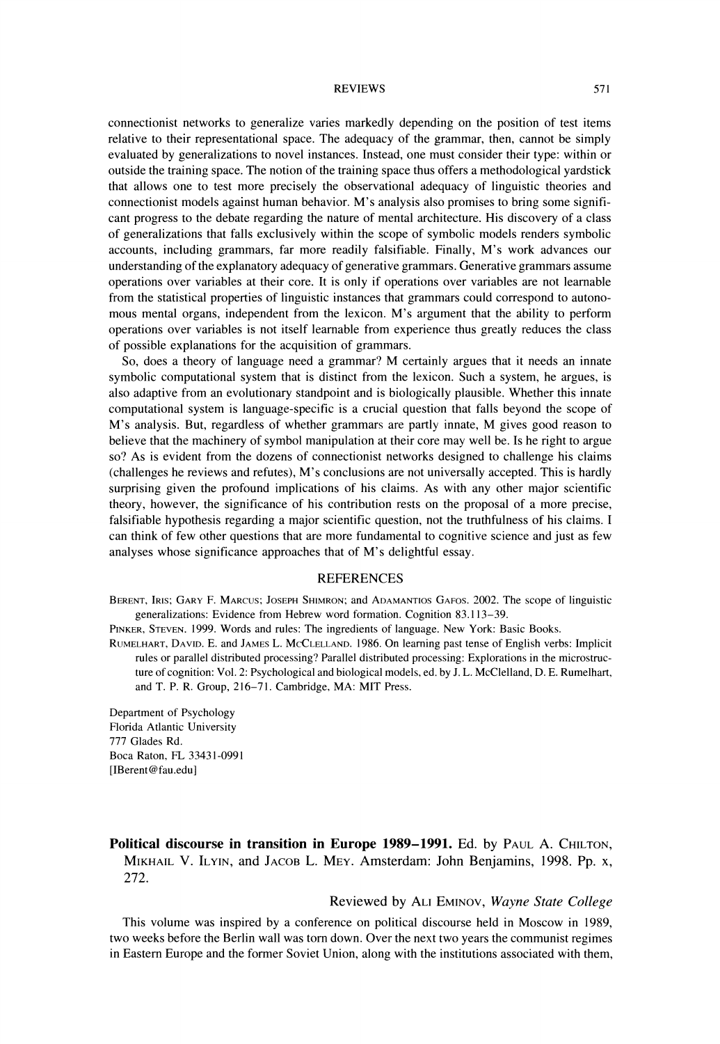connectionist networks to generalize varies markedly depending on the position of test items relative to their representational space. The adequacy of the grammar, then, cannot be simply evaluated by generalizations to novel instances. Instead, one must consider their type: within or outside the training space. The notion of the training space thus offers a methodological yardstick that allows one to test more precisely the observational adequacy of linguistic theories and connectionist models against human behavior. M's analysis also promises to bring some significant progress to the debate regarding the nature of mental architecture. His discovery of a class of generalizations that falls exclusively within the scope of symbolic models renders symbolic accounts, including grammars, far more readily falsifiable. Finally, M's work advances our understanding of the explanatory adequacy of generative grammars. Generative grammars assume operations over variables at their core. It is only if operations over variables are not learnable from the statistical properties of linguistic instances that grammars could correspond to autonomous mental organs, independent from the lexicon. M's argument that the ability to perform operations over variables is not itself learnable from experience thus greatly reduces the class of possible explanations for the acquisition of grammars.

So, does a theory of language need a grammar? M certainly argues that it needs an innate symbolic computational system that is distinct from the lexicon. Such a system, he argues, is also adaptive from an evolutionary standpoint and is biologically plausible. Whether this innate computational system is language-specific is a crucial question that falls beyond the scope of M's analysis. But, regardless of whether grammars are partly innate, M gives good reason to believe that the machinery of symbol manipulation at their core may well be. Is he right to argue so? As is evident from the dozens of connectionist networks designed to challenge his claims (challenges he reviews and refutes), M's conclusions are not universally accepted. This is hardly surprising given the profound implications of his claims. As with any other major scientific theory, however, the significance of his contribution rests on the proposal of a more precise, falsifiable hypothesis regarding a major scientific question, not the truthfulness of his claims. I can think of few other questions that are more fundamental to cognitive science and just as few analyses whose significance approaches that of M's delightful essay.

## REFERENCES

Berent, Iris; Gary F. Marcus; Joseph Shimron; and Adamantios Gafos. 2002. The scope of linguistic generalizations: Evidence from Hebrew word formation. Cognition 83.113–39.

Pinker, Steven. 1999. Words and rules: The ingredients of language. New York: Basic Books.

Rumelhart, David. E. and James L. McClelland. 1986. On learning past tense of English verbs: Implicit rules or parallel distributed processing? Parallel distributed processing: Explorations in the microstructure of cognition: Vol. 2: Psychological and biological models, ed. by J. L. McClelland, D. E. Rumelhart, and T. P. R. Group, 216–71. Cambridge, MA: MIT Press.

Department of Psychology
Florida Atlantic University
777 Glades Rd.
Boca Raton, FL 33431-0991
[IBerent@fau.edu]

**Political discourse in transition in Europe 1989–1991.** Ed. by Paul A. Chilton, Mikhail V. Ilyin, and Jacob L. Mey. Amsterdam: John Benjamins, 1998. Pp. x, 272.

Reviewed by Ali Eminov, *Wayne State College*

This volume was inspired by a conference on political discourse held in Moscow in 1989, two weeks before the Berlin wall was torn down. Over the next two years the communist regimes in Eastern Europe and the former Soviet Union, along with the institutions associated with them,